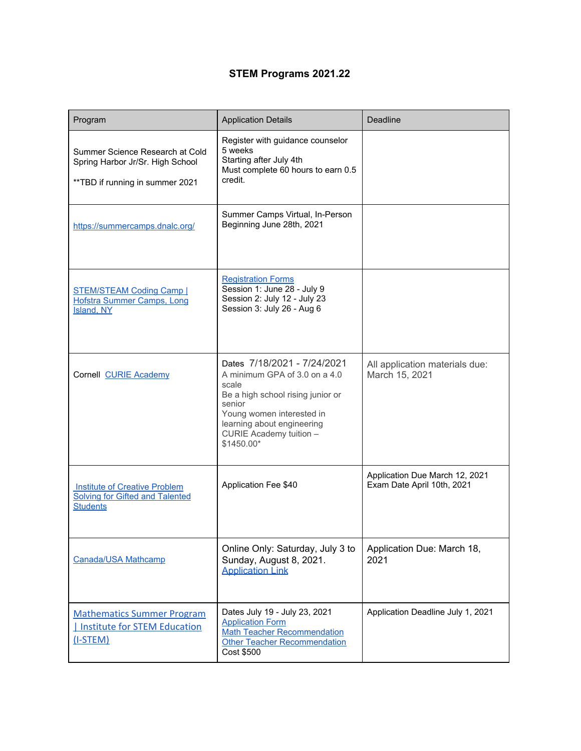# STEM Programs 2021.22

| Program | Application Details | Deadline |
|---|---|---|
| Summer Science Research at Cold Spring Harbor Jr/Sr. High School<br><br>**TBD if running in summer 2021 | Register with guidance counselor<br>5 weeks<br>Starting after July 4th<br>Must complete 60 hours to earn 0.5 credit. | |
| https://summercamps.dnalc.org/ | Summer Camps Virtual, In-Person<br>Beginning June 28th, 2021 | |
| STEM/STEAM Coding Camp \| Hofstra Summer Camps, Long Island, NY | Registration Forms<br>Session 1: June 28 - July 9<br>Session 2: July 12 - July 23<br>Session 3: July 26 - Aug 6 | |
| Cornell CURIE Academy | Dates 7/18/2021 - 7/24/2021<br>A minimum GPA of 3.0 on a 4.0 scale<br>Be a high school rising junior or senior<br>Young women interested in learning about engineering<br>CURIE Academy tuition – $1450.00* | All application materials due: March 15, 2021 |
| Institute of Creative Problem Solving for Gifted and Talented Students | Application Fee $40 | Application Due March 12, 2021<br>Exam Date April 10th, 2021 |
| Canada/USA Mathcamp | Online Only: Saturday, July 3 to Sunday, August 8, 2021.<br>Application Link | Application Due: March 18, 2021 |
| Mathematics Summer Program \| Institute for STEM Education (I-STEM) | Dates July 19 - July 23, 2021<br>Application Form<br>Math Teacher Recommendation<br>Other Teacher Recommendation<br>Cost $500 | Application Deadline July 1, 2021 |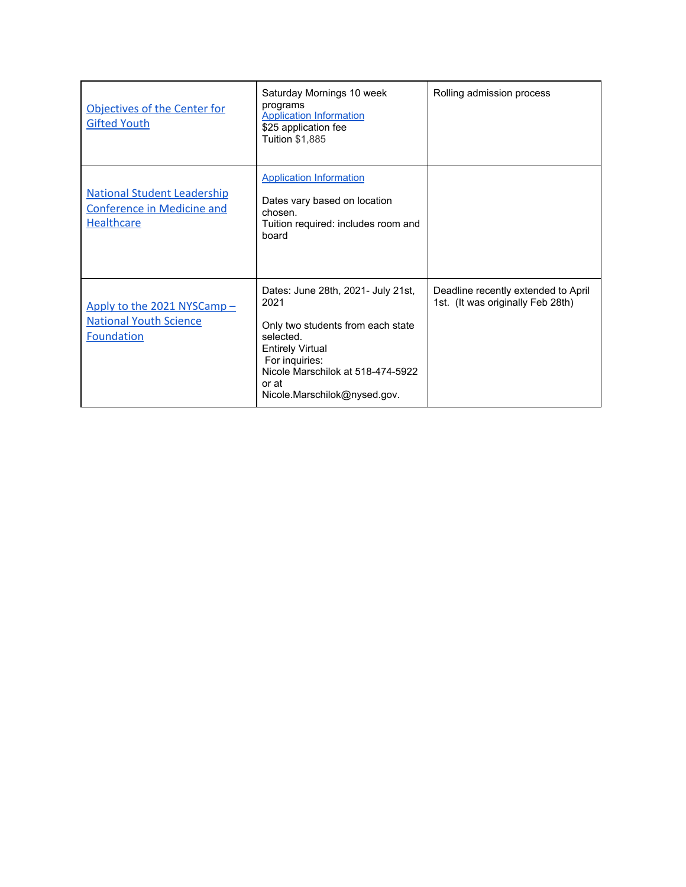| | | |
|---|---|---|
| Objectives of the Center for Gifted Youth | Saturday Mornings 10 week programs<br>Application Information<br>$25 application fee<br>Tuition $1,885 | Rolling admission process |
| National Student Leadership Conference in Medicine and Healthcare | Application Information<br><br>Dates vary based on location chosen.<br>Tuition required: includes room and board | |
| Apply to the 2021 NYSCamp – National Youth Science Foundation | Dates: June 28th, 2021- July 21st, 2021<br><br>Only two students from each state selected.<br>Entirely Virtual<br>For inquiries:<br>Nicole Marschilok at 518-474-5922 or at Nicole.Marschilok@nysed.gov. | Deadline recently extended to April 1st. (It was originally Feb 28th) |